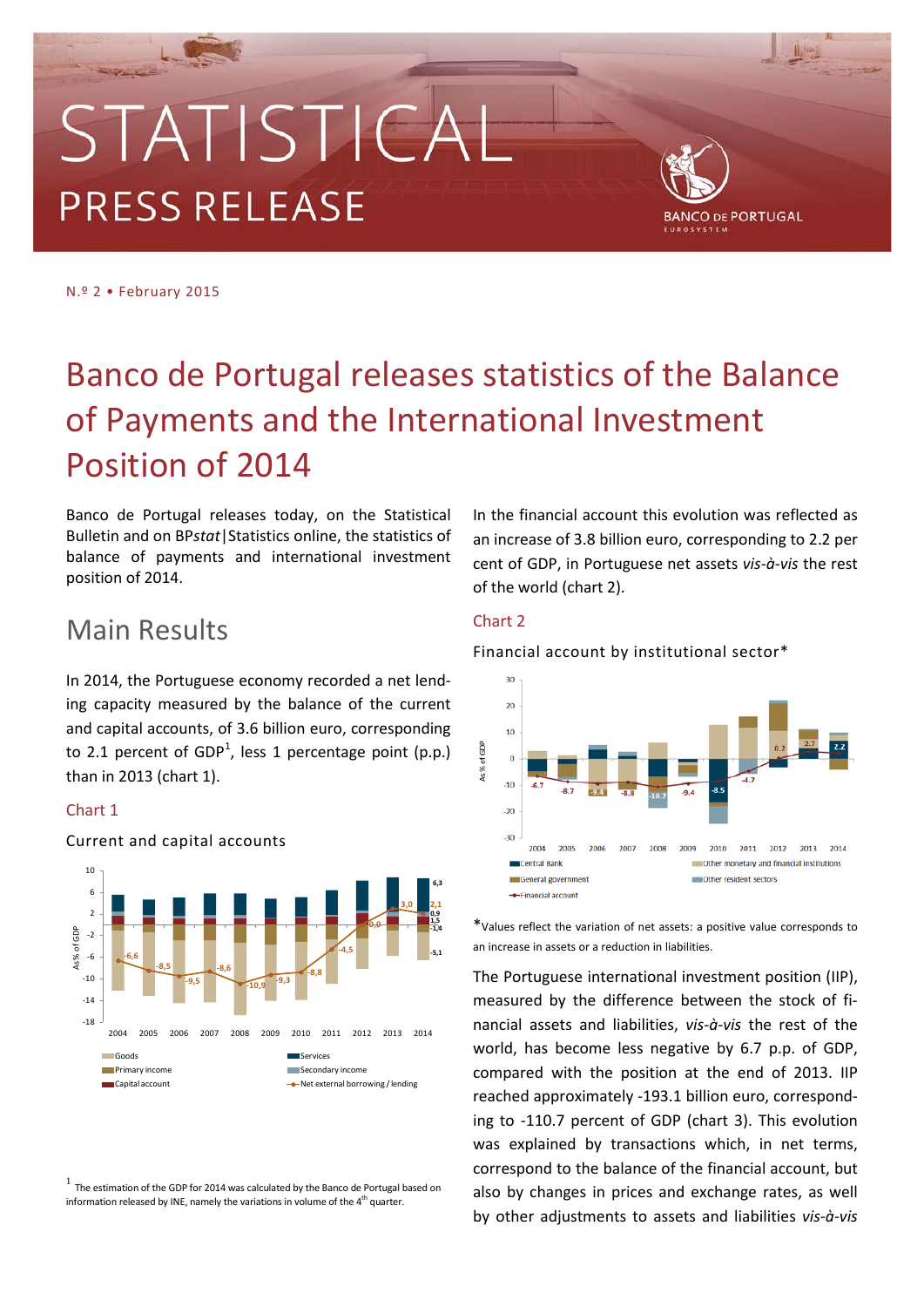N.º 2 • February 2015

# Banco de Portugal releases statistics of the Balance of Payments and the International Investment Position of 2014

Banco de Portugal releases today, on the Statistical Bulletin and on BP*stat*|Statistics online, the statistics of balance of payments and international investment position of 2014.

## Main Results

In 2014, the Portuguese economy recorded a net lending capacity measured by the balance of the current and capital accounts, of 3.6 billion euro, corresponding to 2.1 percent of GDP[1], less 1 percentage point (p.p.) than in 2013 (chart 1).

Chart 1

Current and capital accounts

In the financial account this evolution was reflected as an increase of 3.8 billion euro, corresponding to 2.2 per cent of GDP, in Portuguese net assets *vis-à-vis* the rest of the world (chart 2).

Chart 2

Financial account by institutional sector*

*Values reflect the variation of net assets: a positive value corresponds to an increase in assets or a reduction in liabilities.

The Portuguese international investment position (IIP), measured by the difference between the stock of financial assets and liabilities, *vis-à-vis* the rest of the world, has become less negative by 6.7 p.p. of GDP, compared with the position at the end of 2013. IIP reached approximately -193.1 billion euro, corresponding to -110.7 percent of GDP (chart 3). This evolution was explained by transactions which, in net terms, correspond to the balance of the financial account, but also by changes in prices and exchange rates, as well by other adjustments to assets and liabilities *vis-à-vis*

[1] The estimation of the GDP for 2014 was calculated by the Banco de Portugal based on information released by INE, namely the variations in volume of the 4th quarter.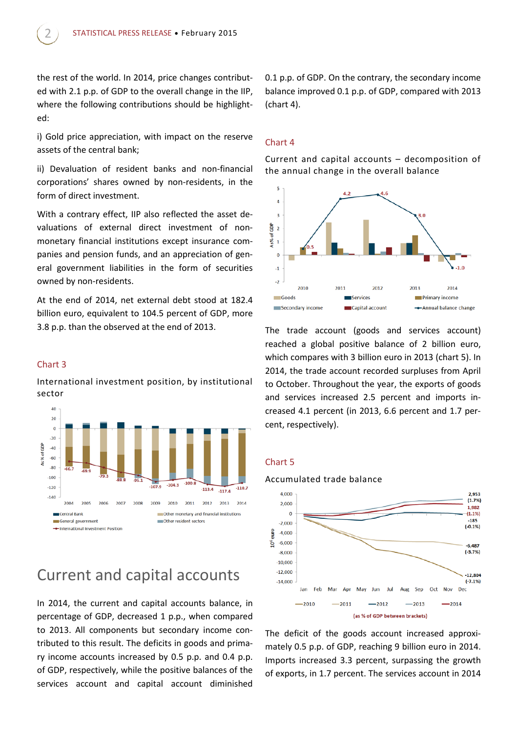the rest of the world. In 2014, price changes contributed with 2.1 p.p. of GDP to the overall change in the IIP, where the following contributions should be highlighted:

i) Gold price appreciation, with impact on the reserve assets of the central bank;

ii) Devaluation of resident banks and non-financial corporations' shares owned by non-residents, in the form of direct investment.

With a contrary effect, IIP also reflected the asset devaluations of external direct investment of non-monetary financial institutions except insurance companies and pension funds, and an appreciation of general government liabilities in the form of securities owned by non-residents.

At the end of 2014, net external debt stood at 182.4 billion euro, equivalent to 104.5 percent of GDP, more 3.8 p.p. than the observed at the end of 2013.

Chart 3

International investment position, by institutional sector

## Current and capital accounts

In 2014, the current and capital accounts balance, in percentage of GDP, decreased 1 p.p., when compared to 2013. All components but secondary income contributed to this result. The deficits in goods and primary income accounts increased by 0.5 p.p. and 0.4 p.p. of GDP, respectively, while the positive balances of the services account and capital account diminished 0.1 p.p. of GDP. On the contrary, the secondary income balance improved 0.1 p.p. of GDP, compared with 2013 (chart 4).

Chart 4

Current and capital accounts – decomposition of the annual change in the overall balance

The trade account (goods and services account) reached a global positive balance of 2 billion euro, which compares with 3 billion euro in 2013 (chart 5). In 2014, the trade account recorded surpluses from April to October. Throughout the year, the exports of goods and services increased 2.5 percent and imports increased 4.1 percent (in 2013, 6.6 percent and 1.7 percent, respectively).

Chart 5

Accumulated trade balance

The deficit of the goods account increased approximately 0.5 p.p. of GDP, reaching 9 billion euro in 2014. Imports increased 3.3 percent, surpassing the growth of exports, in 1.7 percent. The services account in 2014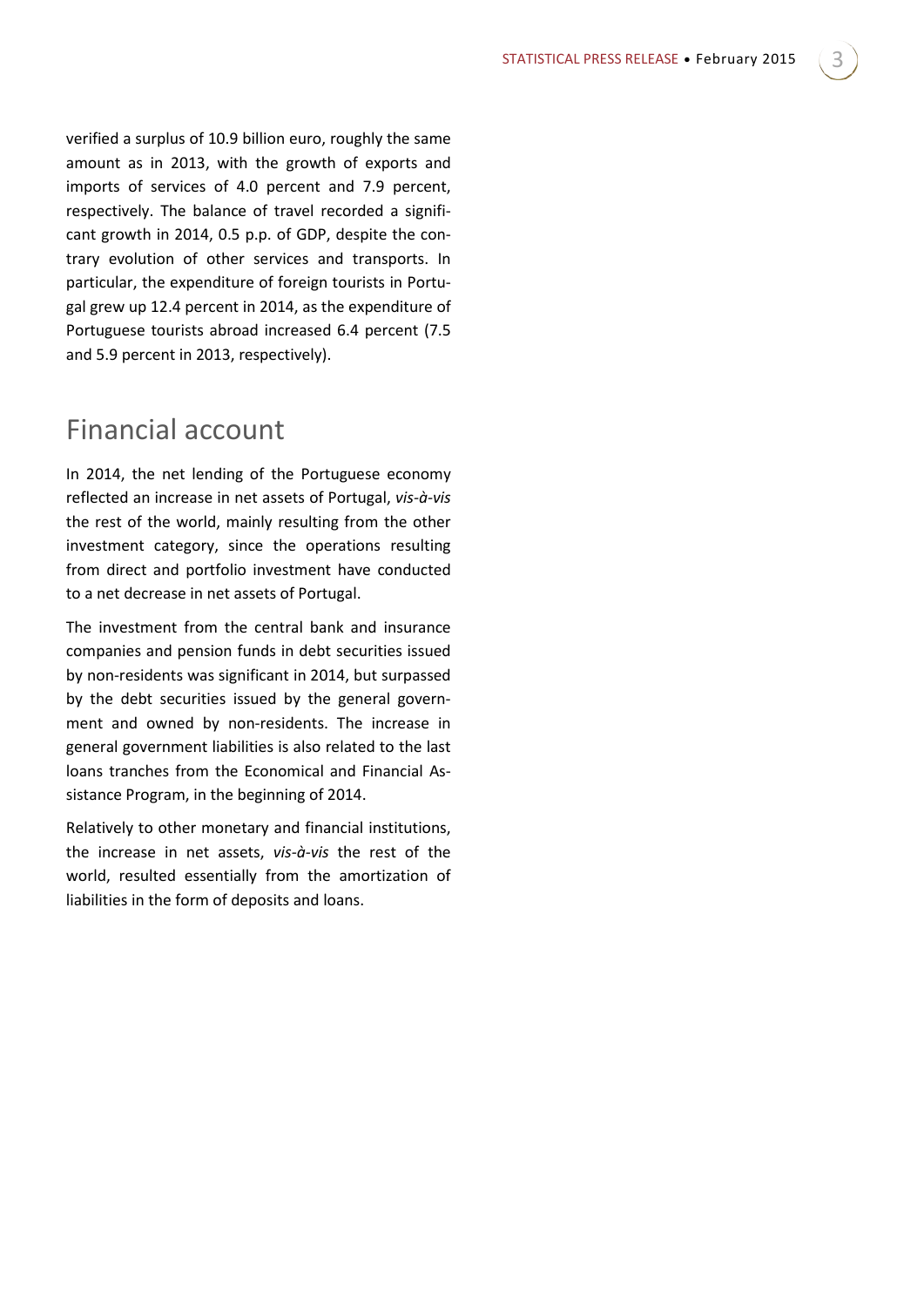verified a surplus of 10.9 billion euro, roughly the same amount as in 2013, with the growth of exports and imports of services of 4.0 percent and 7.9 percent, respectively. The balance of travel recorded a significant growth in 2014, 0.5 p.p. of GDP, despite the contrary evolution of other services and transports. In particular, the expenditure of foreign tourists in Portugal grew up 12.4 percent in 2014, as the expenditure of Portuguese tourists abroad increased 6.4 percent (7.5 and 5.9 percent in 2013, respectively).

## Financial account

In 2014, the net lending of the Portuguese economy reflected an increase in net assets of Portugal, *vis-à-vis* the rest of the world, mainly resulting from the other investment category, since the operations resulting from direct and portfolio investment have conducted to a net decrease in net assets of Portugal.

The investment from the central bank and insurance companies and pension funds in debt securities issued by non-residents was significant in 2014, but surpassed by the debt securities issued by the general government and owned by non-residents. The increase in general government liabilities is also related to the last loans tranches from the Economical and Financial Assistance Program, in the beginning of 2014.

Relatively to other monetary and financial institutions, the increase in net assets, *vis-à-vis* the rest of the world, resulted essentially from the amortization of liabilities in the form of deposits and loans.